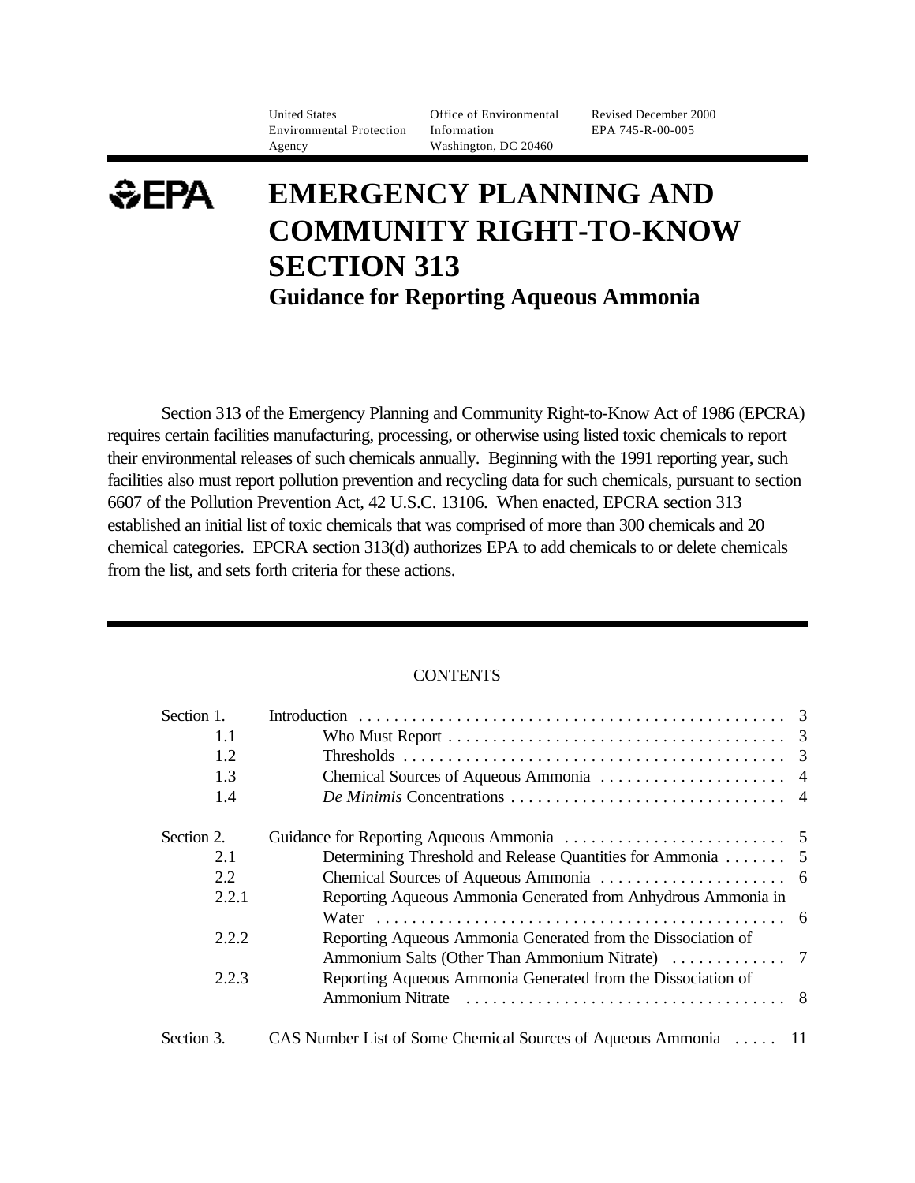United States Environmental Protection Agency | Office of Environmental Information, Washington, DC 20460 | Revised December 2000, EPA 745-R-00-005

EPA

# EMERGENCY PLANNING AND COMMUNITY RIGHT-TO-KNOW SECTION 313

## Guidance for Reporting Aqueous Ammonia

Section 313 of the Emergency Planning and Community Right-to-Know Act of 1986 (EPCRA) requires certain facilities manufacturing, processing, or otherwise using listed toxic chemicals to report their environmental releases of such chemicals annually. Beginning with the 1991 reporting year, such facilities also must report pollution prevention and recycling data for such chemicals, pursuant to section 6607 of the Pollution Prevention Act, 42 U.S.C. 13106. When enacted, EPCRA section 313 established an initial list of toxic chemicals that was comprised of more than 300 chemicals and 20 chemical categories. EPCRA section 313(d) authorizes EPA to add chemicals to or delete chemicals from the list, and sets forth criteria for these actions.

---

CONTENTS

| | | |
|---|---|---|
| Section 1. | Introduction | 3 |
| 1.1 | Who Must Report | 3 |
| 1.2 | Thresholds | 3 |
| 1.3 | Chemical Sources of Aqueous Ammonia | 4 |
| 1.4 | *De Minimis* Concentrations | 4 |
| Section 2. | Guidance for Reporting Aqueous Ammonia | 5 |
| 2.1 | Determining Threshold and Release Quantities for Ammonia | 5 |
| 2.2 | Chemical Sources of Aqueous Ammonia | 6 |
| 2.2.1 | Reporting Aqueous Ammonia Generated from Anhydrous Ammonia in Water | 6 |
| 2.2.2 | Reporting Aqueous Ammonia Generated from the Dissociation of Ammonium Salts (Other Than Ammonium Nitrate) | 7 |
| 2.2.3 | Reporting Aqueous Ammonia Generated from the Dissociation of Ammonium Nitrate | 8 |
| Section 3. | CAS Number List of Some Chemical Sources of Aqueous Ammonia | 11 |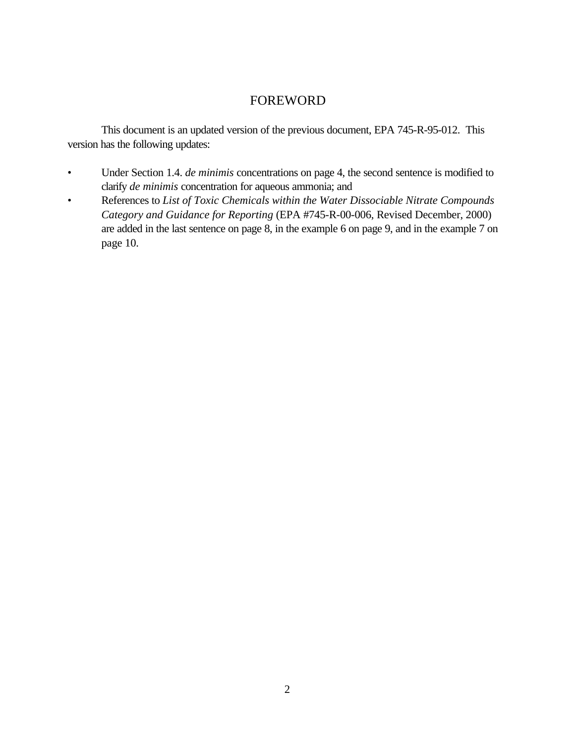# FOREWORD

This document is an updated version of the previous document, EPA 745-R-95-012. This version has the following updates:

- Under Section 1.4. *de minimis* concentrations on page 4, the second sentence is modified to clarify *de minimis* concentration for aqueous ammonia; and
- References to *List of Toxic Chemicals within the Water Dissociable Nitrate Compounds Category and Guidance for Reporting* (EPA #745-R-00-006, Revised December, 2000) are added in the last sentence on page 8, in the example 6 on page 9, and in the example 7 on page 10.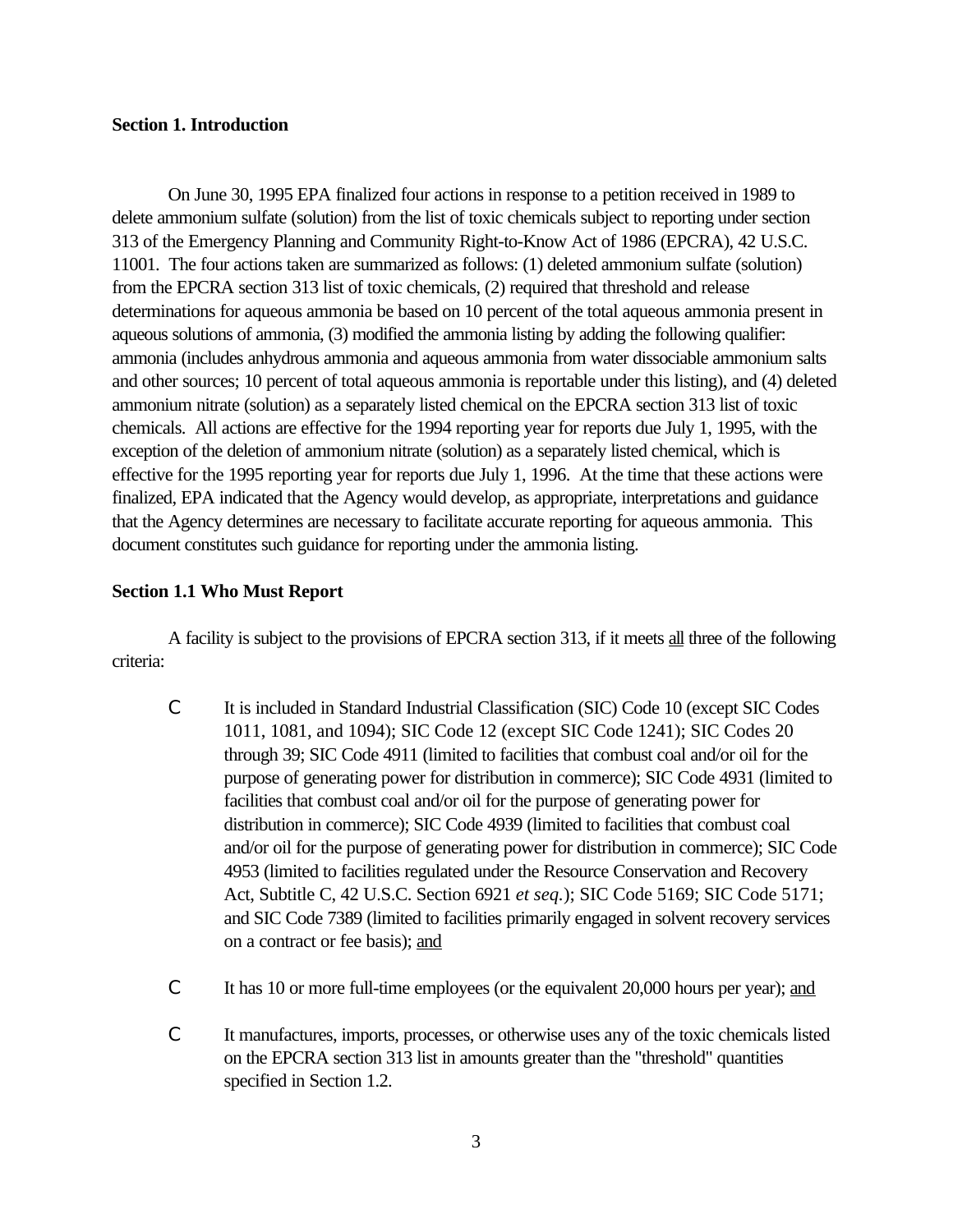## Section 1. Introduction

On June 30, 1995 EPA finalized four actions in response to a petition received in 1989 to delete ammonium sulfate (solution) from the list of toxic chemicals subject to reporting under section 313 of the Emergency Planning and Community Right-to-Know Act of 1986 (EPCRA), 42 U.S.C. 11001. The four actions taken are summarized as follows: (1) deleted ammonium sulfate (solution) from the EPCRA section 313 list of toxic chemicals, (2) required that threshold and release determinations for aqueous ammonia be based on 10 percent of the total aqueous ammonia present in aqueous solutions of ammonia, (3) modified the ammonia listing by adding the following qualifier: ammonia (includes anhydrous ammonia and aqueous ammonia from water dissociable ammonium salts and other sources; 10 percent of total aqueous ammonia is reportable under this listing), and (4) deleted ammonium nitrate (solution) as a separately listed chemical on the EPCRA section 313 list of toxic chemicals. All actions are effective for the 1994 reporting year for reports due July 1, 1995, with the exception of the deletion of ammonium nitrate (solution) as a separately listed chemical, which is effective for the 1995 reporting year for reports due July 1, 1996. At the time that these actions were finalized, EPA indicated that the Agency would develop, as appropriate, interpretations and guidance that the Agency determines are necessary to facilitate accurate reporting for aqueous ammonia. This document constitutes such guidance for reporting under the ammonia listing.

### Section 1.1 Who Must Report

A facility is subject to the provisions of EPCRA section 313, if it meets all three of the following criteria:

- It is included in Standard Industrial Classification (SIC) Code 10 (except SIC Codes 1011, 1081, and 1094); SIC Code 12 (except SIC Code 1241); SIC Codes 20 through 39; SIC Code 4911 (limited to facilities that combust coal and/or oil for the purpose of generating power for distribution in commerce); SIC Code 4931 (limited to facilities that combust coal and/or oil for the purpose of generating power for distribution in commerce); SIC Code 4939 (limited to facilities that combust coal and/or oil for the purpose of generating power for distribution in commerce); SIC Code 4953 (limited to facilities regulated under the Resource Conservation and Recovery Act, Subtitle C, 42 U.S.C. Section 6921 *et seq.*); SIC Code 5169; SIC Code 5171; and SIC Code 7389 (limited to facilities primarily engaged in solvent recovery services on a contract or fee basis); and

- It has 10 or more full-time employees (or the equivalent 20,000 hours per year); and

- It manufactures, imports, processes, or otherwise uses any of the toxic chemicals listed on the EPCRA section 313 list in amounts greater than the "threshold" quantities specified in Section 1.2.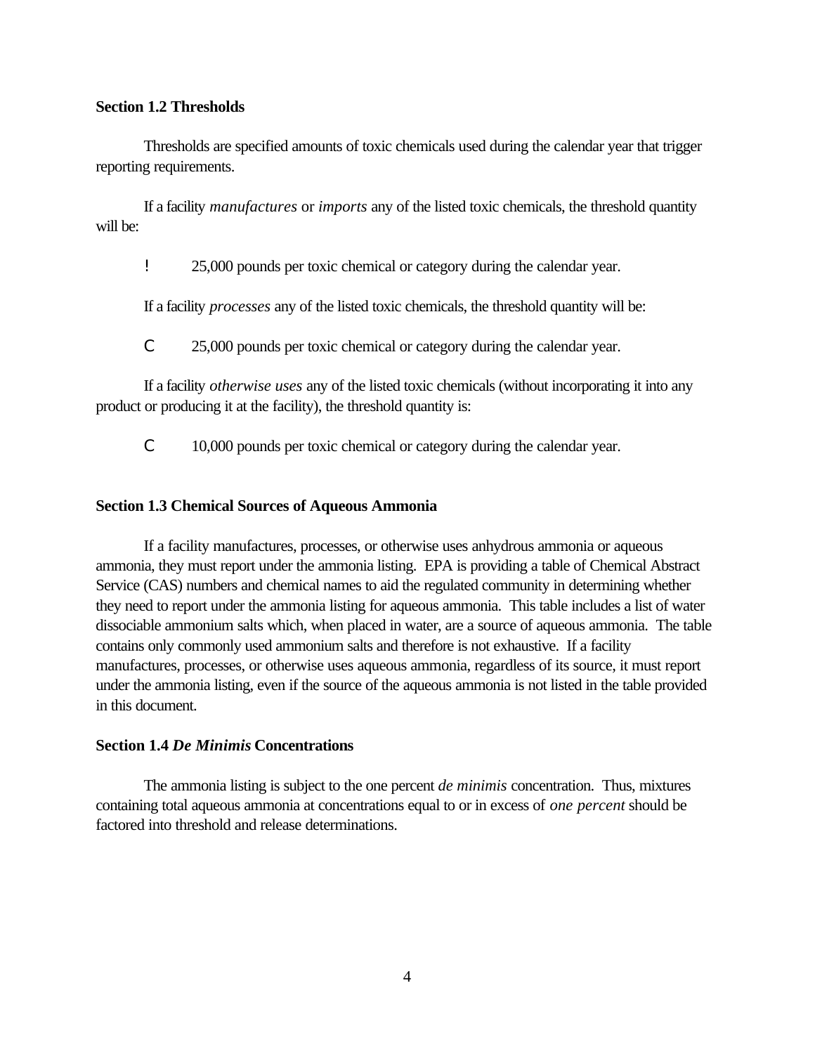### Section 1.2 Thresholds

Thresholds are specified amounts of toxic chemicals used during the calendar year that trigger reporting requirements.

If a facility *manufactures* or *imports* any of the listed toxic chemicals, the threshold quantity will be:

- 25,000 pounds per toxic chemical or category during the calendar year.

If a facility *processes* any of the listed toxic chemicals, the threshold quantity will be:

- 25,000 pounds per toxic chemical or category during the calendar year.

If a facility *otherwise uses* any of the listed toxic chemicals (without incorporating it into any product or producing it at the facility), the threshold quantity is:

- 10,000 pounds per toxic chemical or category during the calendar year.

### Section 1.3 Chemical Sources of Aqueous Ammonia

If a facility manufactures, processes, or otherwise uses anhydrous ammonia or aqueous ammonia, they must report under the ammonia listing. EPA is providing a table of Chemical Abstract Service (CAS) numbers and chemical names to aid the regulated community in determining whether they need to report under the ammonia listing for aqueous ammonia. This table includes a list of water dissociable ammonium salts which, when placed in water, are a source of aqueous ammonia. The table contains only commonly used ammonium salts and therefore is not exhaustive. If a facility manufactures, processes, or otherwise uses aqueous ammonia, regardless of its source, it must report under the ammonia listing, even if the source of the aqueous ammonia is not listed in the table provided in this document.

### Section 1.4 *De Minimis* Concentrations

The ammonia listing is subject to the one percent *de minimis* concentration. Thus, mixtures containing total aqueous ammonia at concentrations equal to or in excess of *one percent* should be factored into threshold and release determinations.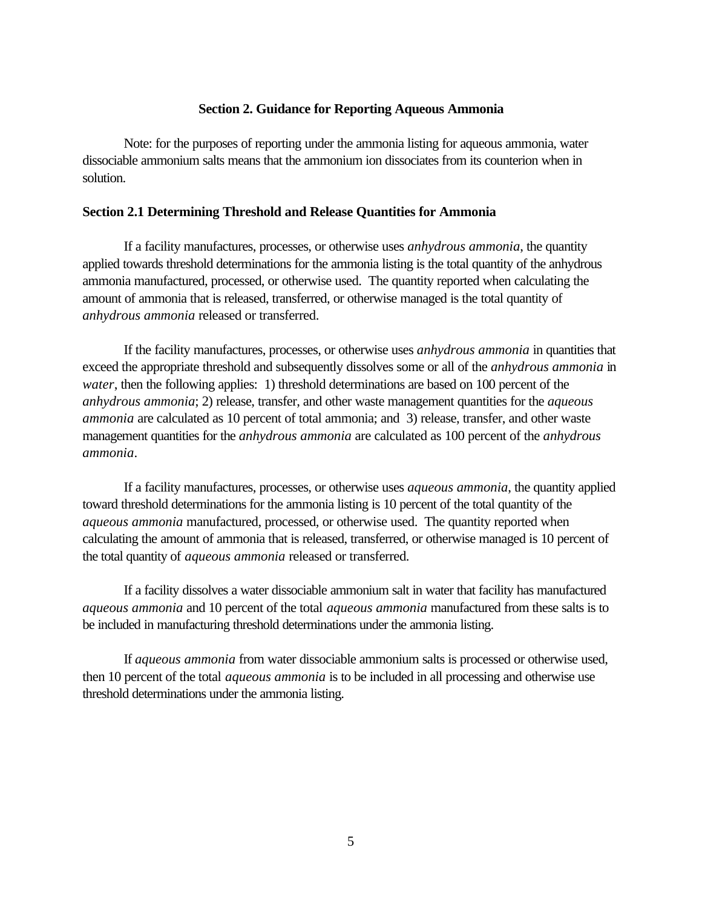## Section 2. Guidance for Reporting Aqueous Ammonia

Note: for the purposes of reporting under the ammonia listing for aqueous ammonia, water dissociable ammonium salts means that the ammonium ion dissociates from its counterion when in solution.

### Section 2.1 Determining Threshold and Release Quantities for Ammonia

If a facility manufactures, processes, or otherwise uses *anhydrous ammonia*, the quantity applied towards threshold determinations for the ammonia listing is the total quantity of the anhydrous ammonia manufactured, processed, or otherwise used. The quantity reported when calculating the amount of ammonia that is released, transferred, or otherwise managed is the total quantity of *anhydrous ammonia* released or transferred.

If the facility manufactures, processes, or otherwise uses *anhydrous ammonia* in quantities that exceed the appropriate threshold and subsequently dissolves some or all of the *anhydrous ammonia* in *water*, then the following applies: 1) threshold determinations are based on 100 percent of the *anhydrous ammonia*; 2) release, transfer, and other waste management quantities for the *aqueous ammonia* are calculated as 10 percent of total ammonia; and 3) release, transfer, and other waste management quantities for the *anhydrous ammonia* are calculated as 100 percent of the *anhydrous ammonia*.

If a facility manufactures, processes, or otherwise uses *aqueous ammonia*, the quantity applied toward threshold determinations for the ammonia listing is 10 percent of the total quantity of the *aqueous ammonia* manufactured, processed, or otherwise used. The quantity reported when calculating the amount of ammonia that is released, transferred, or otherwise managed is 10 percent of the total quantity of *aqueous ammonia* released or transferred.

If a facility dissolves a water dissociable ammonium salt in water that facility has manufactured *aqueous ammonia* and 10 percent of the total *aqueous ammonia* manufactured from these salts is to be included in manufacturing threshold determinations under the ammonia listing.

If *aqueous ammonia* from water dissociable ammonium salts is processed or otherwise used, then 10 percent of the total *aqueous ammonia* is to be included in all processing and otherwise use threshold determinations under the ammonia listing.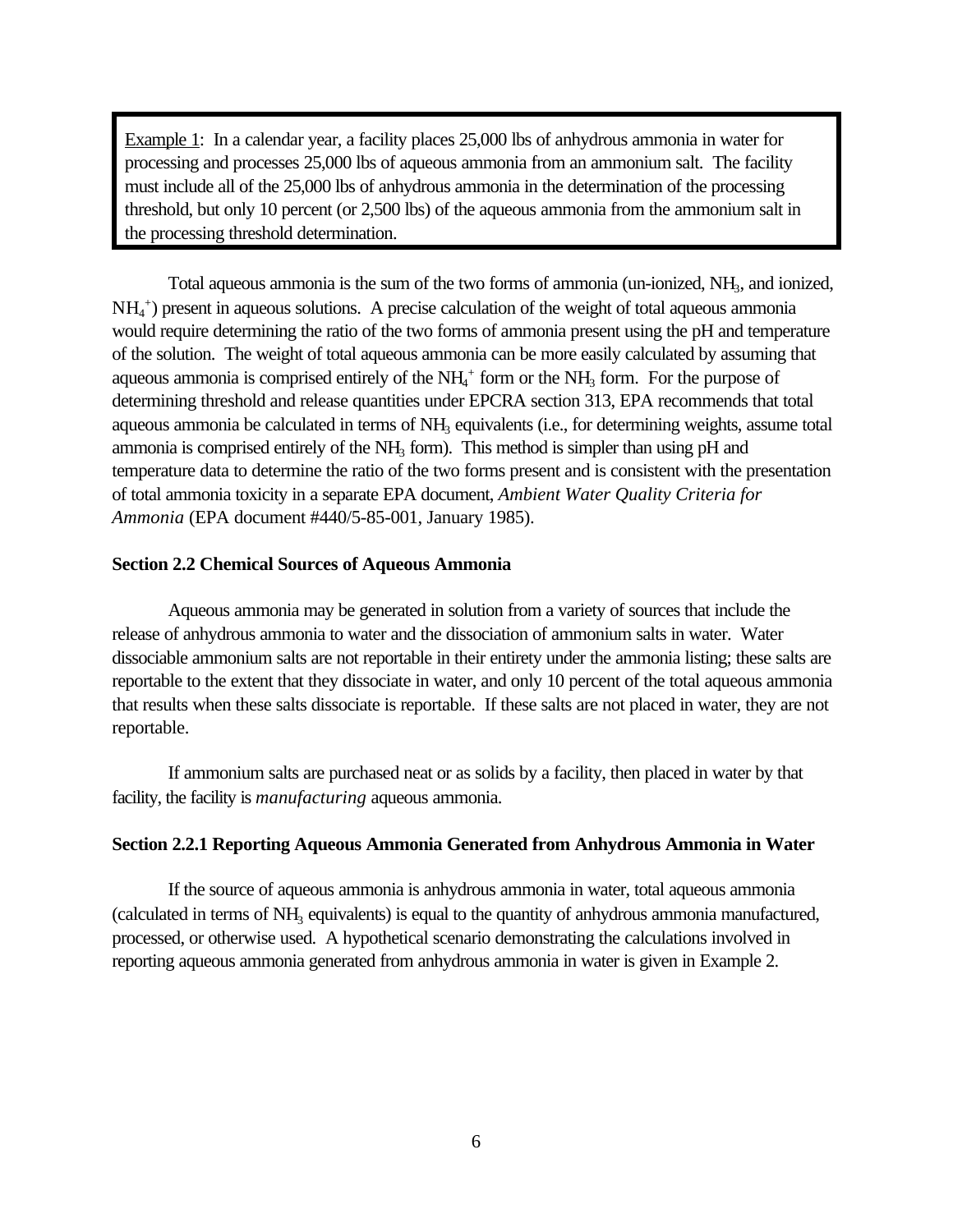> <u>Example 1</u>: In a calendar year, a facility places 25,000 lbs of anhydrous ammonia in water for processing and processes 25,000 lbs of aqueous ammonia from an ammonium salt. The facility must include all of the 25,000 lbs of anhydrous ammonia in the determination of the processing threshold, but only 10 percent (or 2,500 lbs) of the aqueous ammonia from the ammonium salt in the processing threshold determination.

Total aqueous ammonia is the sum of the two forms of ammonia (un-ionized, $NH_3$, and ionized, $NH_4^+$) present in aqueous solutions. A precise calculation of the weight of total aqueous ammonia would require determining the ratio of the two forms of ammonia present using the pH and temperature of the solution. The weight of total aqueous ammonia can be more easily calculated by assuming that aqueous ammonia is comprised entirely of the $NH_4^+$ form or the $NH_3$ form. For the purpose of determining threshold and release quantities under EPCRA section 313, EPA recommends that total aqueous ammonia be calculated in terms of $NH_3$ equivalents (i.e., for determining weights, assume total ammonia is comprised entirely of the $NH_3$ form). This method is simpler than using pH and temperature data to determine the ratio of the two forms present and is consistent with the presentation of total ammonia toxicity in a separate EPA document, *Ambient Water Quality Criteria for Ammonia* (EPA document #440/5-85-001, January 1985).

**Section 2.2 Chemical Sources of Aqueous Ammonia**

Aqueous ammonia may be generated in solution from a variety of sources that include the release of anhydrous ammonia to water and the dissociation of ammonium salts in water. Water dissociable ammonium salts are not reportable in their entirety under the ammonia listing; these salts are reportable to the extent that they dissociate in water, and only 10 percent of the total aqueous ammonia that results when these salts dissociate is reportable. If these salts are not placed in water, they are not reportable.

If ammonium salts are purchased neat or as solids by a facility, then placed in water by that facility, the facility is *manufacturing* aqueous ammonia.

**Section 2.2.1 Reporting Aqueous Ammonia Generated from Anhydrous Ammonia in Water**

If the source of aqueous ammonia is anhydrous ammonia in water, total aqueous ammonia (calculated in terms of $NH_3$ equivalents) is equal to the quantity of anhydrous ammonia manufactured, processed, or otherwise used. A hypothetical scenario demonstrating the calculations involved in reporting aqueous ammonia generated from anhydrous ammonia in water is given in Example 2.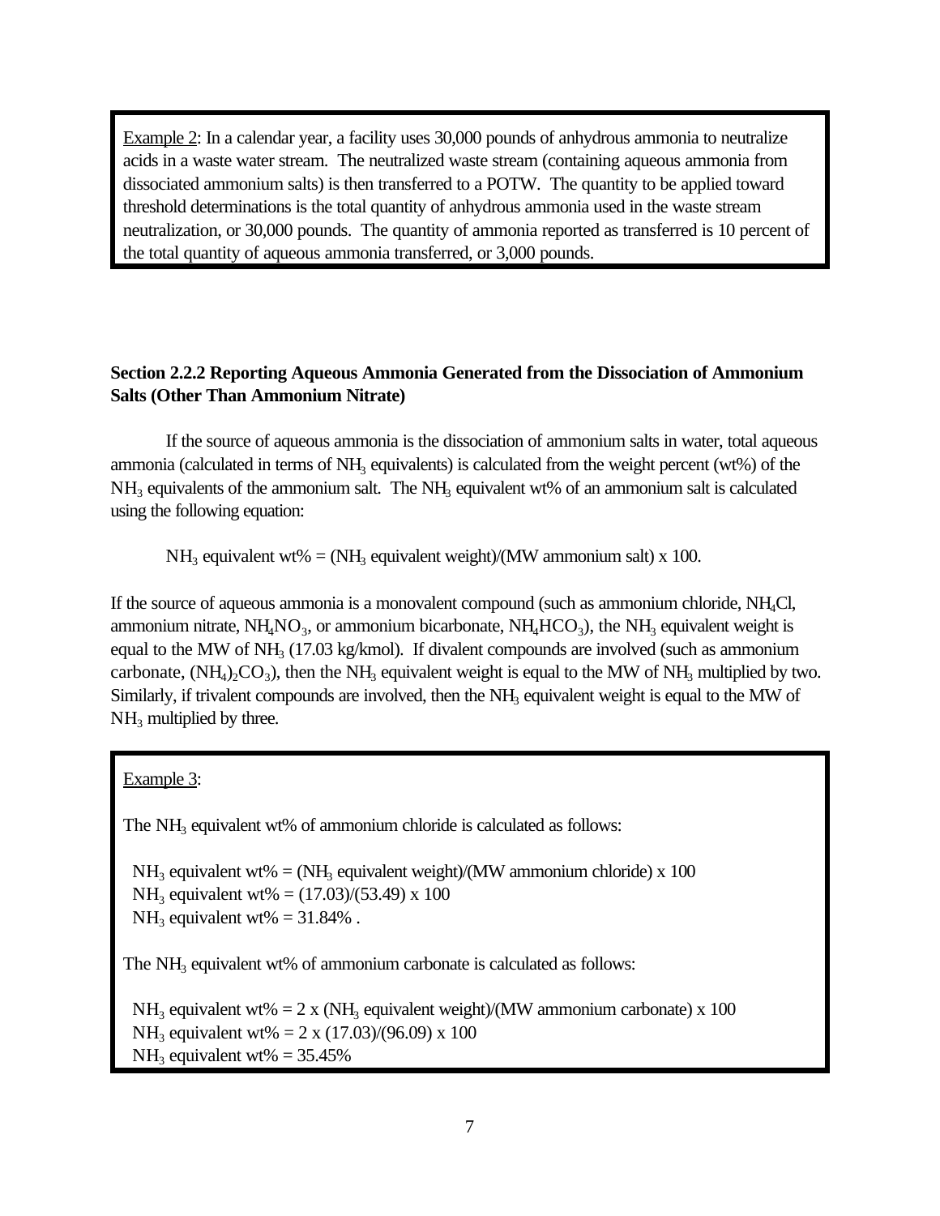Example 2: In a calendar year, a facility uses 30,000 pounds of anhydrous ammonia to neutralize acids in a waste water stream. The neutralized waste stream (containing aqueous ammonia from dissociated ammonium salts) is then transferred to a POTW. The quantity to be applied toward threshold determinations is the total quantity of anhydrous ammonia used in the waste stream neutralization, or 30,000 pounds. The quantity of ammonia reported as transferred is 10 percent of the total quantity of aqueous ammonia transferred, or 3,000 pounds.

### Section 2.2.2 Reporting Aqueous Ammonia Generated from the Dissociation of Ammonium Salts (Other Than Ammonium Nitrate)

If the source of aqueous ammonia is the dissociation of ammonium salts in water, total aqueous ammonia (calculated in terms of $NH_3$ equivalents) is calculated from the weight percent (wt%) of the $NH_3$ equivalents of the ammonium salt. The $NH_3$ equivalent wt% of an ammonium salt is calculated using the following equation:

$$NH_3 \text{ equivalent wt\%} = (NH_3 \text{ equivalent weight})/(\text{MW ammonium salt}) \times 100.$$

If the source of aqueous ammonia is a monovalent compound (such as ammonium chloride, $NH_4Cl$, ammonium nitrate, $NH_4NO_3$, or ammonium bicarbonate, $NH_4HCO_3$), the $NH_3$ equivalent weight is equal to the MW of $NH_3$ (17.03 kg/kmol). If divalent compounds are involved (such as ammonium carbonate, $(NH_4)_2CO_3$), then the $NH_3$ equivalent weight is equal to the MW of $NH_3$ multiplied by two. Similarly, if trivalent compounds are involved, then the $NH_3$ equivalent weight is equal to the MW of $NH_3$ multiplied by three.

Example 3:

The $NH_3$ equivalent wt% of ammonium chloride is calculated as follows:

$NH_3$ equivalent wt% = ($NH_3$ equivalent weight)/(MW ammonium chloride) x 100
$NH_3$ equivalent wt% = (17.03)/(53.49) x 100
$NH_3$ equivalent wt% = 31.84% .

The $NH_3$ equivalent wt% of ammonium carbonate is calculated as follows:

$NH_3$ equivalent wt% = 2 x ($NH_3$ equivalent weight)/(MW ammonium carbonate) x 100
$NH_3$ equivalent wt% = 2 x (17.03)/(96.09) x 100
$NH_3$ equivalent wt% = 35.45%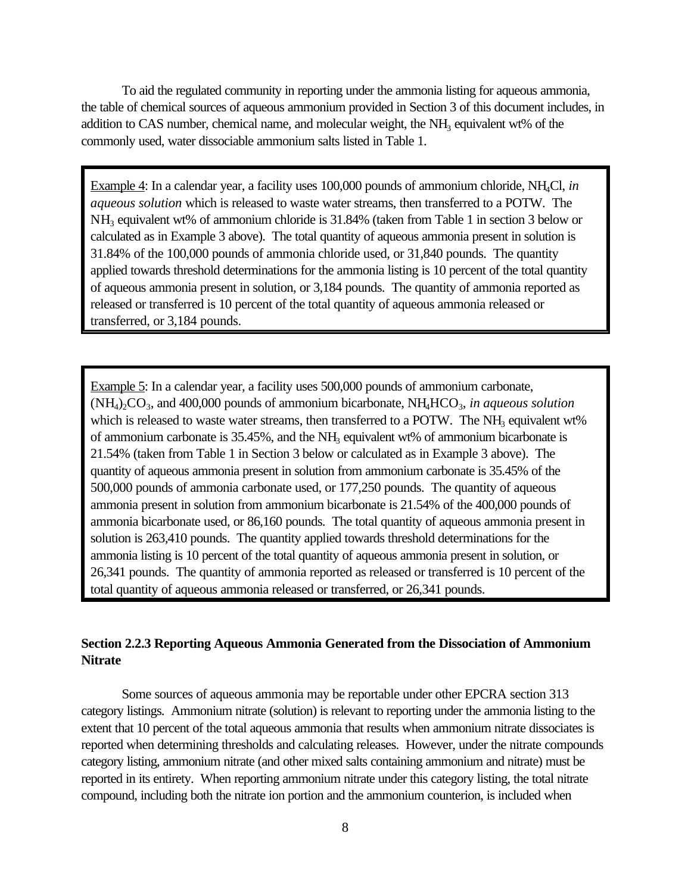To aid the regulated community in reporting under the ammonia listing for aqueous ammonia, the table of chemical sources of aqueous ammonium provided in Section 3 of this document includes, in addition to CAS number, chemical name, and molecular weight, the $NH_3$ equivalent wt% of the commonly used, water dissociable ammonium salts listed in Table 1.

> Example 4: In a calendar year, a facility uses 100,000 pounds of ammonium chloride, $NH_4Cl$, *in aqueous solution* which is released to waste water streams, then transferred to a POTW. The $NH_3$ equivalent wt% of ammonium chloride is 31.84% (taken from Table 1 in section 3 below or calculated as in Example 3 above). The total quantity of aqueous ammonia present in solution is 31.84% of the 100,000 pounds of ammonia chloride used, or 31,840 pounds. The quantity applied towards threshold determinations for the ammonia listing is 10 percent of the total quantity of aqueous ammonia present in solution, or 3,184 pounds. The quantity of ammonia reported as released or transferred is 10 percent of the total quantity of aqueous ammonia released or transferred, or 3,184 pounds.

> Example 5: In a calendar year, a facility uses 500,000 pounds of ammonium carbonate, $(NH_4)_2CO_3$, and 400,000 pounds of ammonium bicarbonate, $NH_4HCO_3$, *in aqueous solution* which is released to waste water streams, then transferred to a POTW. The $NH_3$ equivalent wt% of ammonium carbonate is 35.45%, and the $NH_3$ equivalent wt% of ammonium bicarbonate is 21.54% (taken from Table 1 in Section 3 below or calculated as in Example 3 above). The quantity of aqueous ammonia present in solution from ammonium carbonate is 35.45% of the 500,000 pounds of ammonia carbonate used, or 177,250 pounds. The quantity of aqueous ammonia present in solution from ammonium bicarbonate is 21.54% of the 400,000 pounds of ammonia bicarbonate used, or 86,160 pounds. The total quantity of aqueous ammonia present in solution is 263,410 pounds. The quantity applied towards threshold determinations for the ammonia listing is 10 percent of the total quantity of aqueous ammonia present in solution, or 26,341 pounds. The quantity of ammonia reported as released or transferred is 10 percent of the total quantity of aqueous ammonia released or transferred, or 26,341 pounds.

### Section 2.2.3 Reporting Aqueous Ammonia Generated from the Dissociation of Ammonium Nitrate

Some sources of aqueous ammonia may be reportable under other EPCRA section 313 category listings. Ammonium nitrate (solution) is relevant to reporting under the ammonia listing to the extent that 10 percent of the total aqueous ammonia that results when ammonium nitrate dissociates is reported when determining thresholds and calculating releases. However, under the nitrate compounds category listing, ammonium nitrate (and other mixed salts containing ammonium and nitrate) must be reported in its entirety. When reporting ammonium nitrate under this category listing, the total nitrate compound, including both the nitrate ion portion and the ammonium counterion, is included when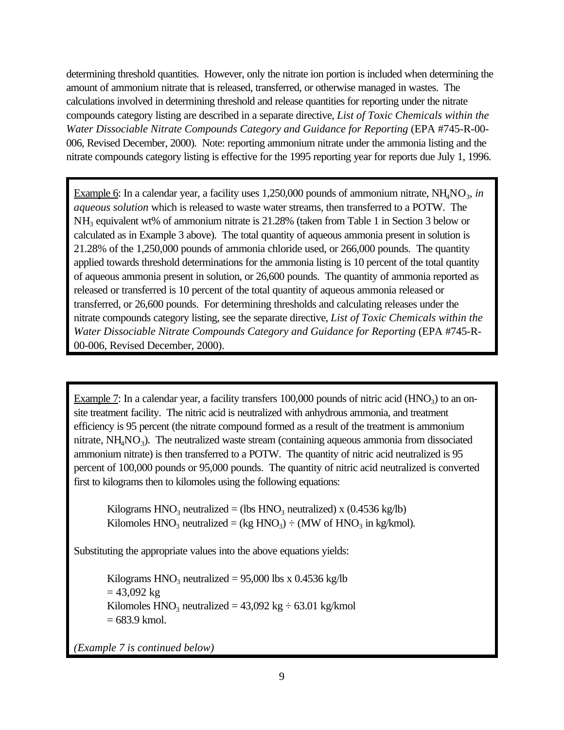determining threshold quantities. However, only the nitrate ion portion is included when determining the amount of ammonium nitrate that is released, transferred, or otherwise managed in wastes. The calculations involved in determining threshold and release quantities for reporting under the nitrate compounds category listing are described in a separate directive, *List of Toxic Chemicals within the Water Dissociable Nitrate Compounds Category and Guidance for Reporting* (EPA #745-R-00-006, Revised December, 2000). Note: reporting ammonium nitrate under the ammonia listing and the nitrate compounds category listing is effective for the 1995 reporting year for reports due July 1, 1996.

Example 6: In a calendar year, a facility uses 1,250,000 pounds of ammonium nitrate, $NH_4NO_3$, *in aqueous solution* which is released to waste water streams, then transferred to a POTW. The $NH_3$ equivalent wt% of ammonium nitrate is 21.28% (taken from Table 1 in Section 3 below or calculated as in Example 3 above). The total quantity of aqueous ammonia present in solution is 21.28% of the 1,250,000 pounds of ammonia chloride used, or 266,000 pounds. The quantity applied towards threshold determinations for the ammonia listing is 10 percent of the total quantity of aqueous ammonia present in solution, or 26,600 pounds. The quantity of ammonia reported as released or transferred is 10 percent of the total quantity of aqueous ammonia released or transferred, or 26,600 pounds. For determining thresholds and calculating releases under the nitrate compounds category listing, see the separate directive, *List of Toxic Chemicals within the Water Dissociable Nitrate Compounds Category and Guidance for Reporting* (EPA #745-R-00-006, Revised December, 2000).

Example 7: In a calendar year, a facility transfers 100,000 pounds of nitric acid ($HNO_3$) to an on-site treatment facility. The nitric acid is neutralized with anhydrous ammonia, and treatment efficiency is 95 percent (the nitrate compound formed as a result of the treatment is ammonium nitrate, $NH_4NO_3$). The neutralized waste stream (containing aqueous ammonia from dissociated ammonium nitrate) is then transferred to a POTW. The quantity of nitric acid neutralized is 95 percent of 100,000 pounds or 95,000 pounds. The quantity of nitric acid neutralized is converted first to kilograms then to kilomoles using the following equations:

$$\text{Kilograms } HNO_3 \text{ neutralized} = (\text{lbs } HNO_3 \text{ neutralized}) \times (0.4536 \text{ kg/lb})$$
$$\text{Kilomoles } HNO_3 \text{ neutralized} = (\text{kg } HNO_3) \div (\text{MW of } HNO_3 \text{ in kg/kmol}).$$

Substituting the appropriate values into the above equations yields:

$$\text{Kilograms } HNO_3 \text{ neutralized} = 95{,}000 \text{ lbs} \times 0.4536 \text{ kg/lb}$$
$$= 43{,}092 \text{ kg}$$
$$\text{Kilomoles } HNO_3 \text{ neutralized} = 43{,}092 \text{ kg} \div 63.01 \text{ kg/kmol}$$
$$= 683.9 \text{ kmol.}$$

*(Example 7 is continued below)*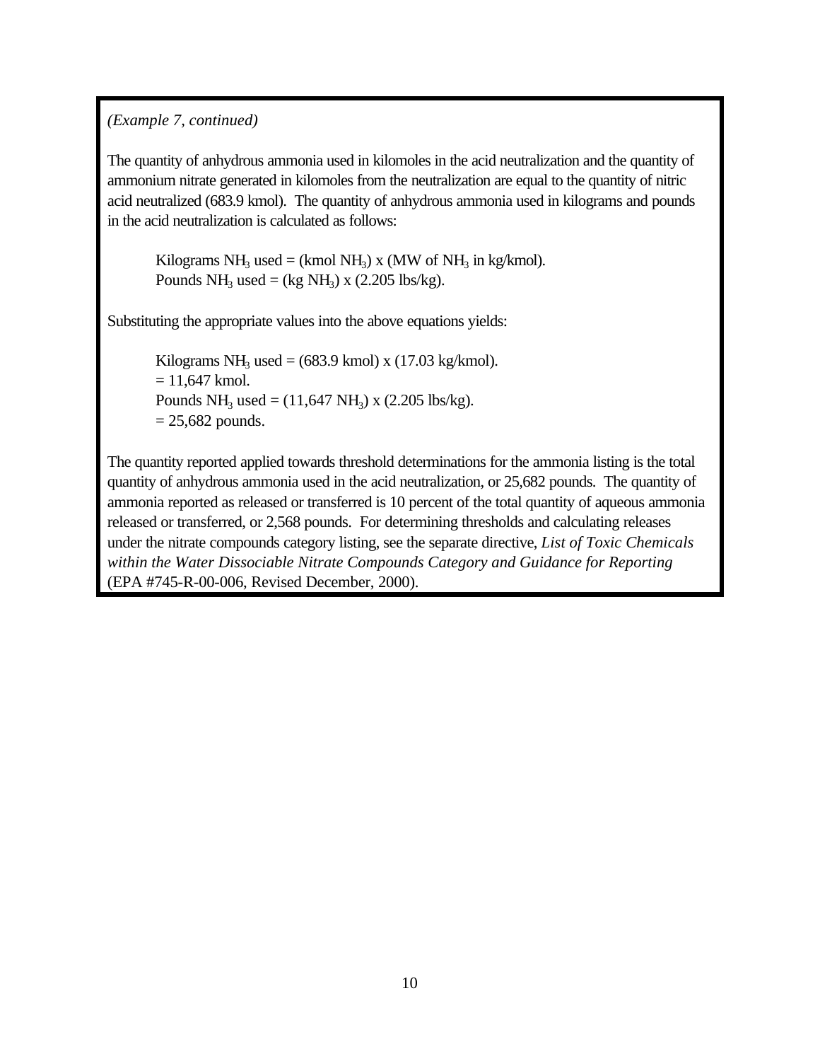*(Example 7, continued)*

The quantity of anhydrous ammonia used in kilomoles in the acid neutralization and the quantity of ammonium nitrate generated in kilomoles from the neutralization are equal to the quantity of nitric acid neutralized (683.9 kmol). The quantity of anhydrous ammonia used in kilograms and pounds in the acid neutralization is calculated as follows:

> Kilograms $NH_3$ used = (kmol $NH_3$) x (MW of $NH_3$ in kg/kmol).
> Pounds $NH_3$ used = (kg $NH_3$) x (2.205 lbs/kg).

Substituting the appropriate values into the above equations yields:

> Kilograms $NH_3$ used = (683.9 kmol) x (17.03 kg/kmol).
> = 11,647 kmol.
> Pounds $NH_3$ used = (11,647 $NH_3$) x (2.205 lbs/kg).
> = 25,682 pounds.

The quantity reported applied towards threshold determinations for the ammonia listing is the total quantity of anhydrous ammonia used in the acid neutralization, or 25,682 pounds. The quantity of ammonia reported as released or transferred is 10 percent of the total quantity of aqueous ammonia released or transferred, or 2,568 pounds. For determining thresholds and calculating releases under the nitrate compounds category listing, see the separate directive, *List of Toxic Chemicals within the Water Dissociable Nitrate Compounds Category and Guidance for Reporting* (EPA #745-R-00-006, Revised December, 2000).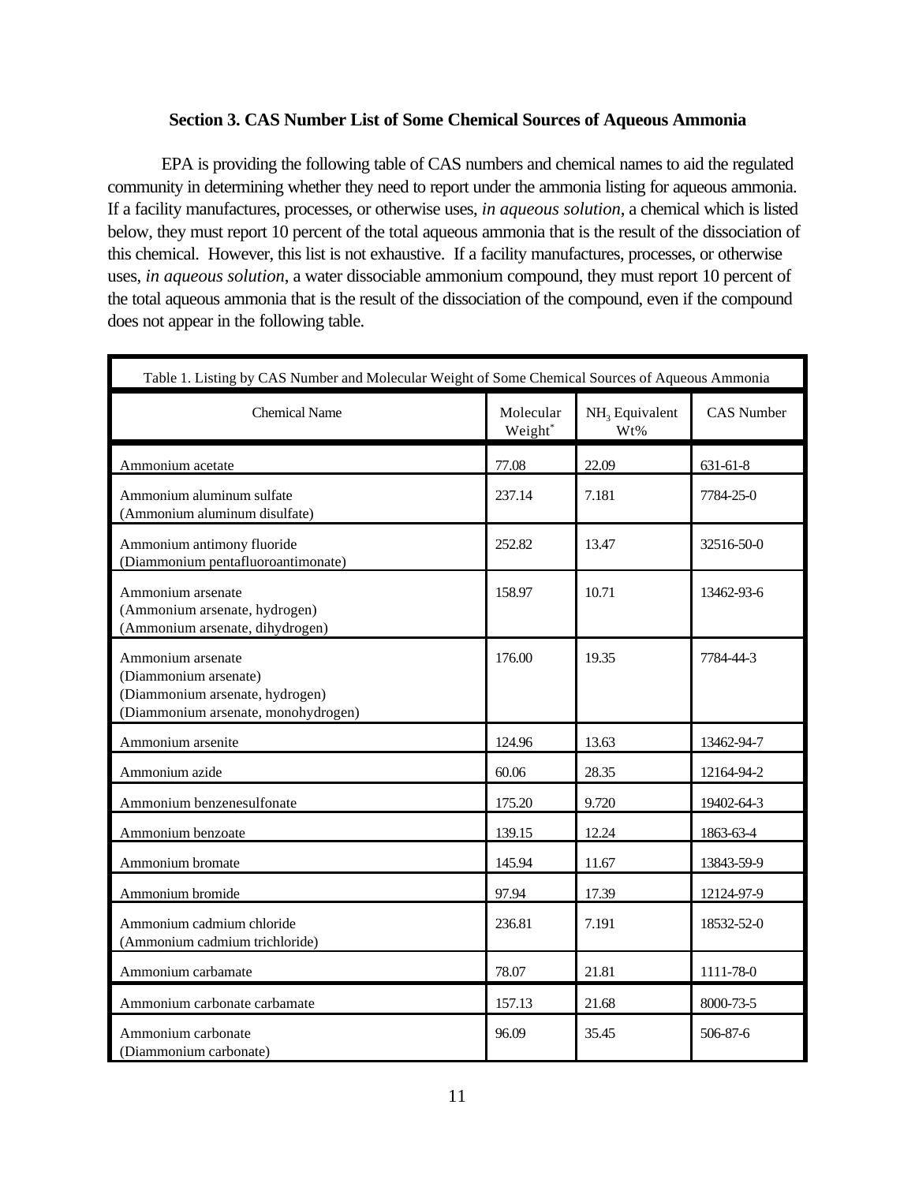### Section 3. CAS Number List of Some Chemical Sources of Aqueous Ammonia

EPA is providing the following table of CAS numbers and chemical names to aid the regulated community in determining whether they need to report under the ammonia listing for aqueous ammonia. If a facility manufactures, processes, or otherwise uses, *in aqueous solution*, a chemical which is listed below, they must report 10 percent of the total aqueous ammonia that is the result of the dissociation of this chemical. However, this list is not exhaustive. If a facility manufactures, processes, or otherwise uses, *in aqueous solution*, a water dissociable ammonium compound, they must report 10 percent of the total aqueous ammonia that is the result of the dissociation of the compound, even if the compound does not appear in the following table.

Table 1. Listing by CAS Number and Molecular Weight of Some Chemical Sources of Aqueous Ammonia

| Chemical Name | Molecular Weight* | $NH_3$ Equivalent Wt% | CAS Number |
|---|---|---|---|
| Ammonium acetate | 77.08 | 22.09 | 631-61-8 |
| Ammonium aluminum sulfate (Ammonium aluminum disulfate) | 237.14 | 7.181 | 7784-25-0 |
| Ammonium antimony fluoride (Diammonium pentafluoroantimonate) | 252.82 | 13.47 | 32516-50-0 |
| Ammonium arsenate (Ammonium arsenate, hydrogen) (Ammonium arsenate, dihydrogen) | 158.97 | 10.71 | 13462-93-6 |
| Ammonium arsenate (Diammonium arsenate) (Diammonium arsenate, hydrogen) (Diammonium arsenate, monohydrogen) | 176.00 | 19.35 | 7784-44-3 |
| Ammonium arsenite | 124.96 | 13.63 | 13462-94-7 |
| Ammonium azide | 60.06 | 28.35 | 12164-94-2 |
| Ammonium benzenesulfonate | 175.20 | 9.720 | 19402-64-3 |
| Ammonium benzoate | 139.15 | 12.24 | 1863-63-4 |
| Ammonium bromate | 145.94 | 11.67 | 13843-59-9 |
| Ammonium bromide | 97.94 | 17.39 | 12124-97-9 |
| Ammonium cadmium chloride (Ammonium cadmium trichloride) | 236.81 | 7.191 | 18532-52-0 |
| Ammonium carbamate | 78.07 | 21.81 | 1111-78-0 |
| Ammonium carbonate carbamate | 157.13 | 21.68 | 8000-73-5 |
| Ammonium carbonate (Diammonium carbonate) | 96.09 | 35.45 | 506-87-6 |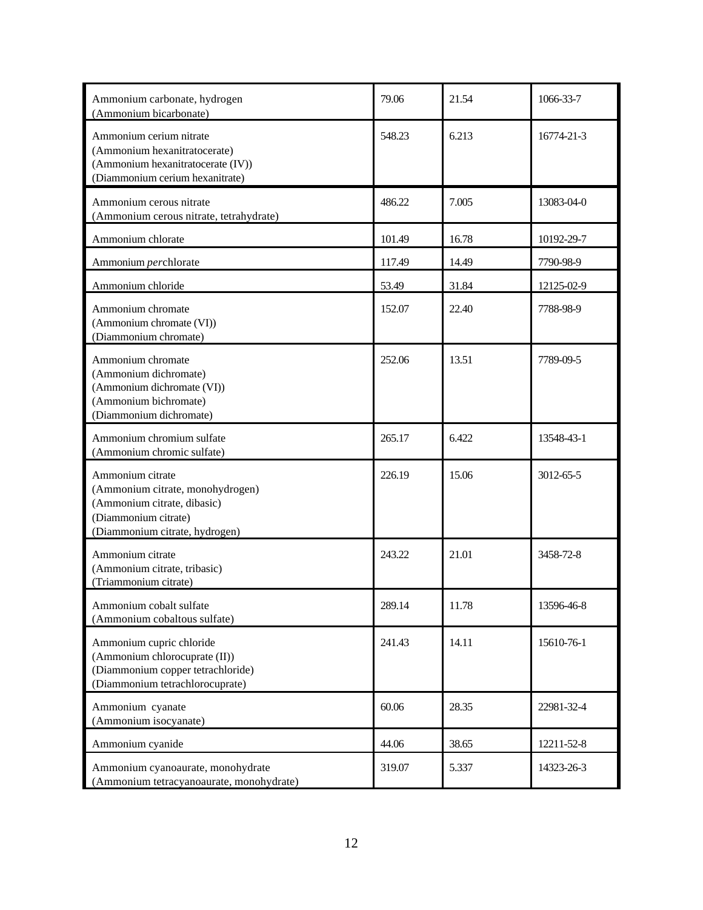| | | | |
|---|---|---|---|
| Ammonium carbonate, hydrogen<br>(Ammonium bicarbonate) | 79.06 | 21.54 | 1066-33-7 |
| Ammonium cerium nitrate<br>(Ammonium hexanitratocerate)<br>(Ammonium hexanitratocerate (IV))<br>(Diammonium cerium hexanitrate) | 548.23 | 6.213 | 16774-21-3 |
| Ammonium cerous nitrate<br>(Ammonium cerous nitrate, tetrahydrate) | 486.22 | 7.005 | 13083-04-0 |
| Ammonium chlorate | 101.49 | 16.78 | 10192-29-7 |
| Ammonium *per*chlorate | 117.49 | 14.49 | 7790-98-9 |
| Ammonium chloride | 53.49 | 31.84 | 12125-02-9 |
| Ammonium chromate<br>(Ammonium chromate (VI))<br>(Diammonium chromate) | 152.07 | 22.40 | 7788-98-9 |
| Ammonium chromate<br>(Ammonium dichromate)<br>(Ammonium dichromate (VI))<br>(Ammonium bichromate)<br>(Diammonium dichromate) | 252.06 | 13.51 | 7789-09-5 |
| Ammonium chromium sulfate<br>(Ammonium chromic sulfate) | 265.17 | 6.422 | 13548-43-1 |
| Ammonium citrate<br>(Ammonium citrate, monohydrogen)<br>(Ammonium citrate, dibasic)<br>(Diammonium citrate)<br>(Diammonium citrate, hydrogen) | 226.19 | 15.06 | 3012-65-5 |
| Ammonium citrate<br>(Ammonium citrate, tribasic)<br>(Triammonium citrate) | 243.22 | 21.01 | 3458-72-8 |
| Ammonium cobalt sulfate<br>(Ammonium cobaltous sulfate) | 289.14 | 11.78 | 13596-46-8 |
| Ammonium cupric chloride<br>(Ammonium chlorocuprate (II))<br>(Diammonium copper tetrachloride)<br>(Diammonium tetrachlorocuprate) | 241.43 | 14.11 | 15610-76-1 |
| Ammonium cyanate<br>(Ammonium isocyanate) | 60.06 | 28.35 | 22981-32-4 |
| Ammonium cyanide | 44.06 | 38.65 | 12211-52-8 |
| Ammonium cyanoaurate, monohydrate<br>(Ammonium tetracyanoaurate, monohydrate) | 319.07 | 5.337 | 14323-26-3 |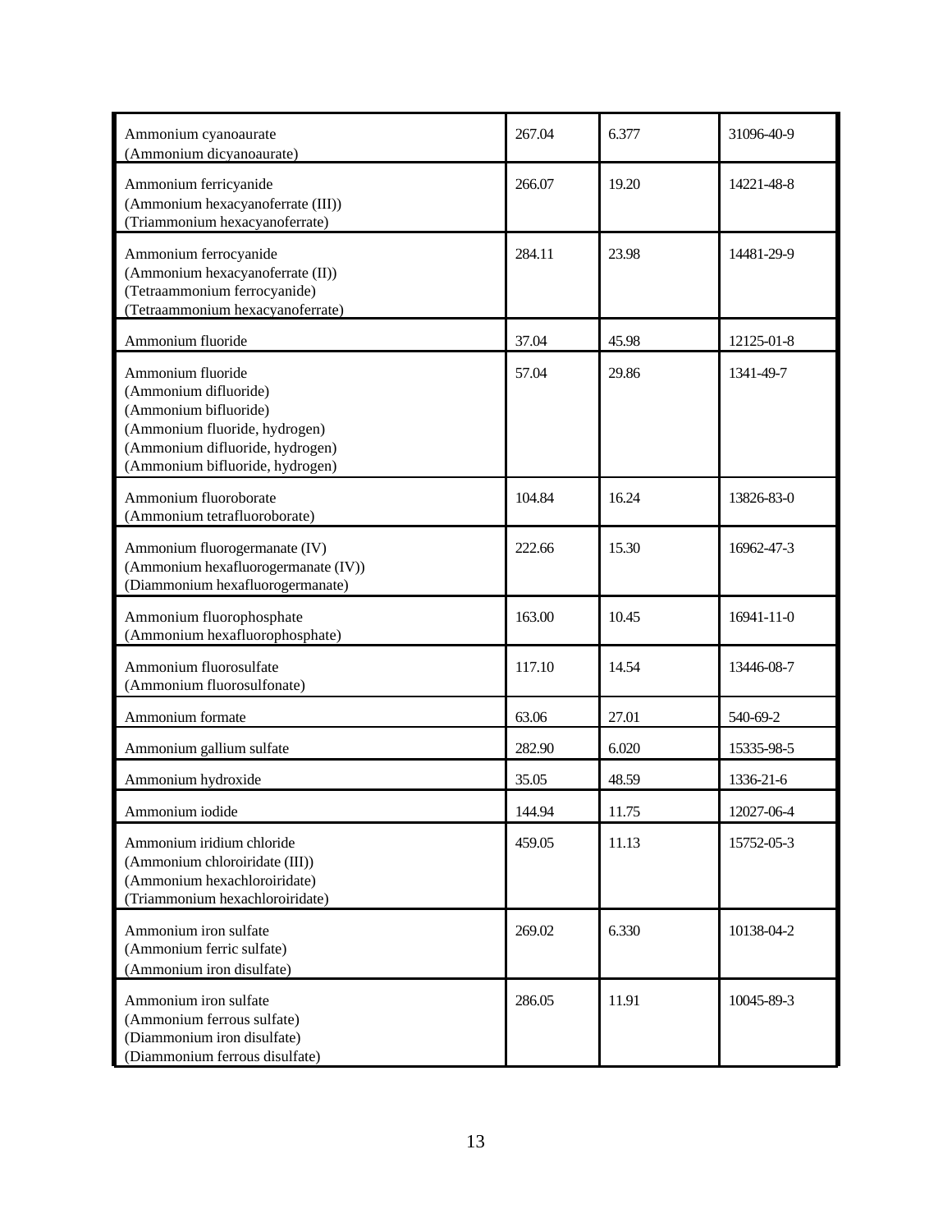| | | | |
|---|---|---|---|
| Ammonium cyanoaurate<br>(Ammonium dicyanoaurate) | 267.04 | 6.377 | 31096-40-9 |
| Ammonium ferricyanide<br>(Ammonium hexacyanoferrate (III))<br>(Triammonium hexacyanoferrate) | 266.07 | 19.20 | 14221-48-8 |
| Ammonium ferrocyanide<br>(Ammonium hexacyanoferrate (II))<br>(Tetraammonium ferrocyanide)<br>(Tetraammonium hexacyanoferrate) | 284.11 | 23.98 | 14481-29-9 |
| Ammonium fluoride | 37.04 | 45.98 | 12125-01-8 |
| Ammonium fluoride<br>(Ammonium difluoride)<br>(Ammonium bifluoride)<br>(Ammonium fluoride, hydrogen)<br>(Ammonium difluoride, hydrogen)<br>(Ammonium bifluoride, hydrogen) | 57.04 | 29.86 | 1341-49-7 |
| Ammonium fluoroborate<br>(Ammonium tetrafluoroborate) | 104.84 | 16.24 | 13826-83-0 |
| Ammonium fluorogermanate (IV)<br>(Ammonium hexafluorogermanate (IV))<br>(Diammonium hexafluorogermanate) | 222.66 | 15.30 | 16962-47-3 |
| Ammonium fluorophosphate<br>(Ammonium hexafluorophosphate) | 163.00 | 10.45 | 16941-11-0 |
| Ammonium fluorosulfate<br>(Ammonium fluorosulfonate) | 117.10 | 14.54 | 13446-08-7 |
| Ammonium formate | 63.06 | 27.01 | 540-69-2 |
| Ammonium gallium sulfate | 282.90 | 6.020 | 15335-98-5 |
| Ammonium hydroxide | 35.05 | 48.59 | 1336-21-6 |
| Ammonium iodide | 144.94 | 11.75 | 12027-06-4 |
| Ammonium iridium chloride<br>(Ammonium chloroiridate (III))<br>(Ammonium hexachloroiridate)<br>(Triammonium hexachloroiridate) | 459.05 | 11.13 | 15752-05-3 |
| Ammonium iron sulfate<br>(Ammonium ferric sulfate)<br>(Ammonium iron disulfate) | 269.02 | 6.330 | 10138-04-2 |
| Ammonium iron sulfate<br>(Ammonium ferrous sulfate)<br>(Diammonium iron disulfate)<br>(Diammonium ferrous disulfate) | 286.05 | 11.91 | 10045-89-3 |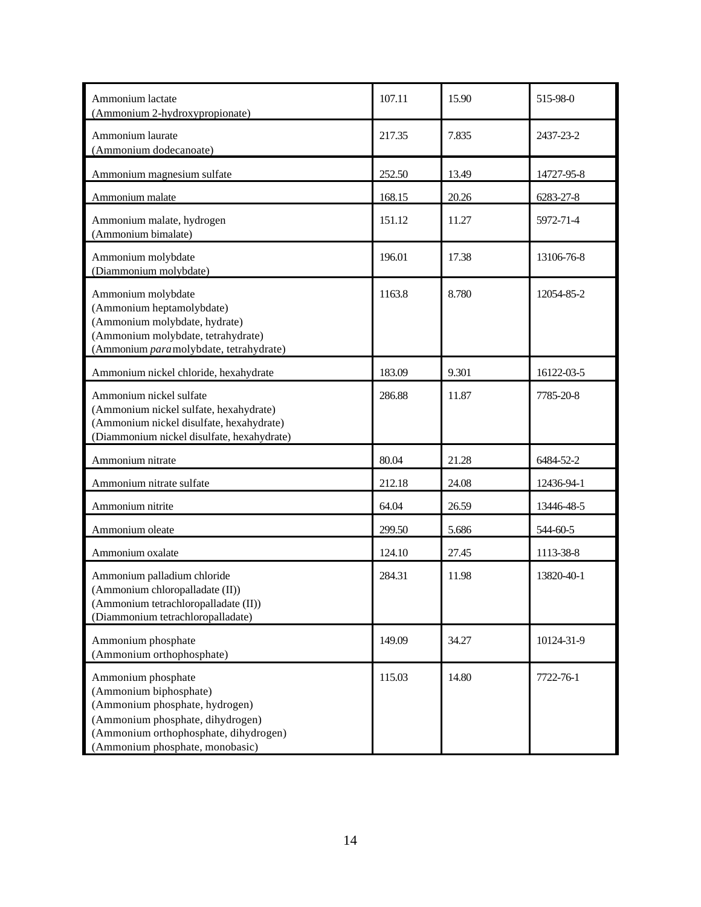| | | | |
|---|---|---|---|
| Ammonium lactate<br>(Ammonium 2-hydroxypropionate) | 107.11 | 15.90 | 515-98-0 |
| Ammonium laurate<br>(Ammonium dodecanoate) | 217.35 | 7.835 | 2437-23-2 |
| Ammonium magnesium sulfate | 252.50 | 13.49 | 14727-95-8 |
| Ammonium malate | 168.15 | 20.26 | 6283-27-8 |
| Ammonium malate, hydrogen<br>(Ammonium bimalate) | 151.12 | 11.27 | 5972-71-4 |
| Ammonium molybdate<br>(Diammonium molybdate) | 196.01 | 17.38 | 13106-76-8 |
| Ammonium molybdate<br>(Ammonium heptamolybdate)<br>(Ammonium molybdate, hydrate)<br>(Ammonium molybdate, tetrahydrate)<br>(Ammonium *para*molybdate, tetrahydrate) | 1163.8 | 8.780 | 12054-85-2 |
| Ammonium nickel chloride, hexahydrate | 183.09 | 9.301 | 16122-03-5 |
| Ammonium nickel sulfate<br>(Ammonium nickel sulfate, hexahydrate)<br>(Ammonium nickel disulfate, hexahydrate)<br>(Diammonium nickel disulfate, hexahydrate) | 286.88 | 11.87 | 7785-20-8 |
| Ammonium nitrate | 80.04 | 21.28 | 6484-52-2 |
| Ammonium nitrate sulfate | 212.18 | 24.08 | 12436-94-1 |
| Ammonium nitrite | 64.04 | 26.59 | 13446-48-5 |
| Ammonium oleate | 299.50 | 5.686 | 544-60-5 |
| Ammonium oxalate | 124.10 | 27.45 | 1113-38-8 |
| Ammonium palladium chloride<br>(Ammonium chloropalladate (II))<br>(Ammonium tetrachloropalladate (II))<br>(Diammonium tetrachloropalladate) | 284.31 | 11.98 | 13820-40-1 |
| Ammonium phosphate<br>(Ammonium orthophosphate) | 149.09 | 34.27 | 10124-31-9 |
| Ammonium phosphate<br>(Ammonium biphosphate)<br>(Ammonium phosphate, hydrogen)<br>(Ammonium phosphate, dihydrogen)<br>(Ammonium orthophosphate, dihydrogen)<br>(Ammonium phosphate, monobasic) | 115.03 | 14.80 | 7722-76-1 |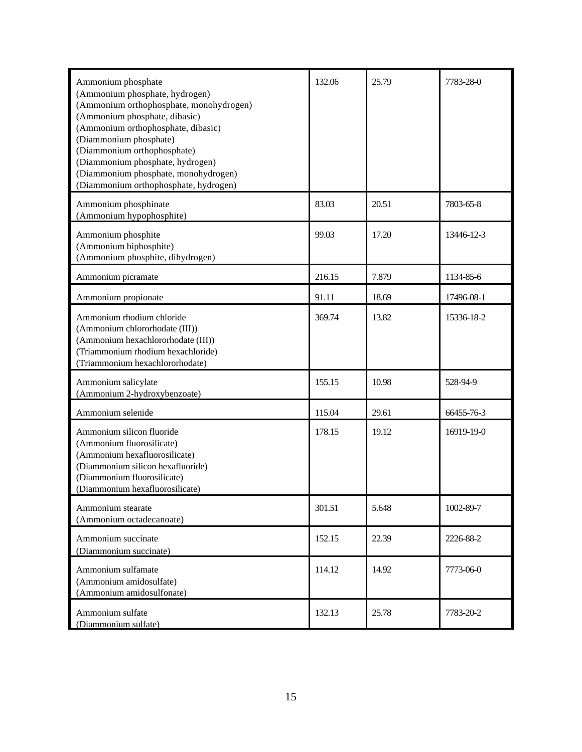| | | | |
|---|---|---|---|
| Ammonium phosphate<br>(Ammonium phosphate, hydrogen)<br>(Ammonium orthophosphate, monohydrogen)<br>(Ammonium phosphate, dibasic)<br>(Ammonium orthophosphate, dibasic)<br>(Diammonium phosphate)<br>(Diammonium orthophosphate)<br>(Diammonium phosphate, hydrogen)<br>(Diammonium phosphate, monohydrogen)<br>(Diammonium orthophosphate, hydrogen) | 132.06 | 25.79 | 7783-28-0 |
| Ammonium phosphinate<br>(Ammonium hypophosphite) | 83.03 | 20.51 | 7803-65-8 |
| Ammonium phosphite<br>(Ammonium biphosphite)<br>(Ammonium phosphite, dihydrogen) | 99.03 | 17.20 | 13446-12-3 |
| Ammonium picramate | 216.15 | 7.879 | 1134-85-6 |
| Ammonium propionate | 91.11 | 18.69 | 17496-08-1 |
| Ammonium rhodium chloride<br>(Ammonium chlororhodate (III))<br>(Ammonium hexachlororhodate (III))<br>(Triammonium rhodium hexachloride)<br>(Triammonium hexachlororhodate) | 369.74 | 13.82 | 15336-18-2 |
| Ammonium salicylate<br>(Ammonium 2-hydroxybenzoate) | 155.15 | 10.98 | 528-94-9 |
| Ammonium selenide | 115.04 | 29.61 | 66455-76-3 |
| Ammonium silicon fluoride<br>(Ammonium fluorosilicate)<br>(Ammonium hexafluorosilicate)<br>(Diammonium silicon hexafluoride)<br>(Diammonium fluorosilicate)<br>(Diammonium hexafluorosilicate) | 178.15 | 19.12 | 16919-19-0 |
| Ammonium stearate<br>(Ammonium octadecanoate) | 301.51 | 5.648 | 1002-89-7 |
| Ammonium succinate<br>(Diammonium succinate) | 152.15 | 22.39 | 2226-88-2 |
| Ammonium sulfamate<br>(Ammonium amidosulfate)<br>(Ammonium amidosulfonate) | 114.12 | 14.92 | 7773-06-0 |
| Ammonium sulfate<br>(Diammonium sulfate) | 132.13 | 25.78 | 7783-20-2 |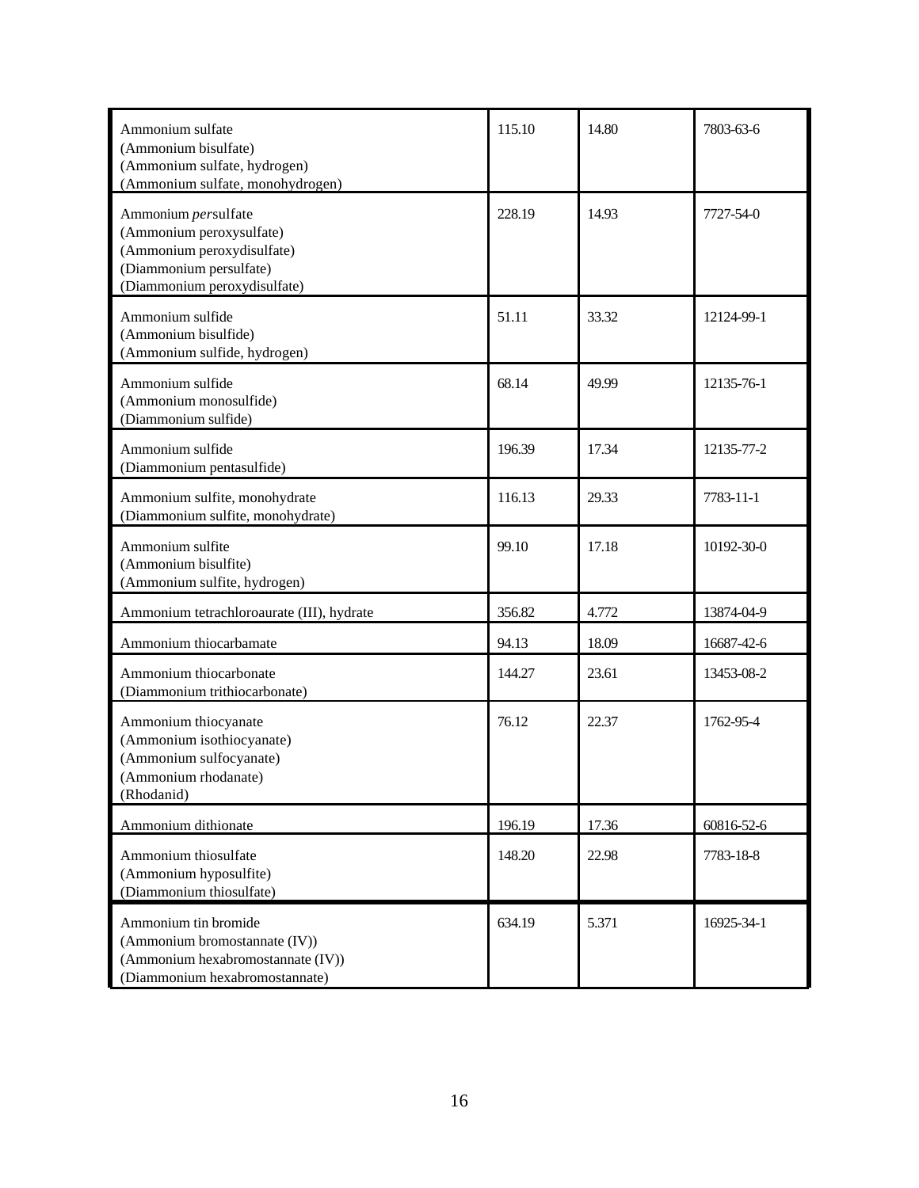|  |  |  |  |
|---|---|---|---|
| Ammonium sulfate<br>(Ammonium bisulfate)<br>(Ammonium sulfate, hydrogen)<br>(Ammonium sulfate, monohydrogen) | 115.10 | 14.80 | 7803-63-6 |
| Ammonium *per*sulfate<br>(Ammonium peroxysulfate)<br>(Ammonium peroxydisulfate)<br>(Diammonium persulfate)<br>(Diammonium peroxydisulfate) | 228.19 | 14.93 | 7727-54-0 |
| Ammonium sulfide<br>(Ammonium bisulfide)<br>(Ammonium sulfide, hydrogen) | 51.11 | 33.32 | 12124-99-1 |
| Ammonium sulfide<br>(Ammonium monosulfide)<br>(Diammonium sulfide) | 68.14 | 49.99 | 12135-76-1 |
| Ammonium sulfide<br>(Diammonium pentasulfide) | 196.39 | 17.34 | 12135-77-2 |
| Ammonium sulfite, monohydrate<br>(Diammonium sulfite, monohydrate) | 116.13 | 29.33 | 7783-11-1 |
| Ammonium sulfite<br>(Ammonium bisulfite)<br>(Ammonium sulfite, hydrogen) | 99.10 | 17.18 | 10192-30-0 |
| Ammonium tetrachloroaurate (III), hydrate | 356.82 | 4.772 | 13874-04-9 |
| Ammonium thiocarbamate | 94.13 | 18.09 | 16687-42-6 |
| Ammonium thiocarbonate<br>(Diammonium trithiocarbonate) | 144.27 | 23.61 | 13453-08-2 |
| Ammonium thiocyanate<br>(Ammonium isothiocyanate)<br>(Ammonium sulfocyanate)<br>(Ammonium rhodanate)<br>(Rhodanid) | 76.12 | 22.37 | 1762-95-4 |
| Ammonium dithionate | 196.19 | 17.36 | 60816-52-6 |
| Ammonium thiosulfate<br>(Ammonium hyposulfite)<br>(Diammonium thiosulfate) | 148.20 | 22.98 | 7783-18-8 |
| Ammonium tin bromide<br>(Ammonium bromostannate (IV))<br>(Ammonium hexabromostannate (IV))<br>(Diammonium hexabromostannate) | 634.19 | 5.371 | 16925-34-1 |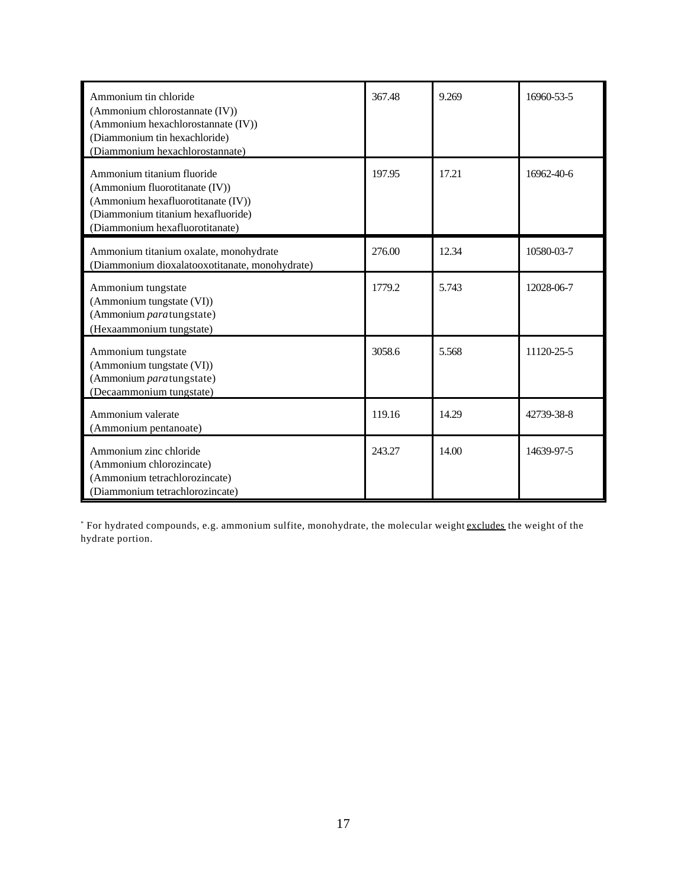| | | | |
|---|---|---|---|
| Ammonium tin chloride<br>(Ammonium chlorostannate (IV))<br>(Ammonium hexachlorostannate (IV))<br>(Diammonium tin hexachloride)<br>(Diammonium hexachlorostannate) | 367.48 | 9.269 | 16960-53-5 |
| Ammonium titanium fluoride<br>(Ammonium fluorotitanate (IV))<br>(Ammonium hexafluorotitanate (IV))<br>(Diammonium titanium hexafluoride)<br>(Diammonium hexafluorotitanate) | 197.95 | 17.21 | 16962-40-6 |
| Ammonium titanium oxalate, monohydrate<br>(Diammonium dioxalatooxotitanate, monohydrate) | 276.00 | 12.34 | 10580-03-7 |
| Ammonium tungstate<br>(Ammonium tungstate (VI))<br>(Ammonium *para*tungstate)<br>(Hexaammonium tungstate) | 1779.2 | 5.743 | 12028-06-7 |
| Ammonium tungstate<br>(Ammonium tungstate (VI))<br>(Ammonium *para*tungstate)<br>(Decaammonium tungstate) | 3058.6 | 5.568 | 11120-25-5 |
| Ammonium valerate<br>(Ammonium pentanoate) | 119.16 | 14.29 | 42739-38-8 |
| Ammonium zinc chloride<br>(Ammonium chlorozincate)<br>(Ammonium tetrachlorozincate)<br>(Diammonium tetrachlorozincate) | 243.27 | 14.00 | 14639-97-5 |

* For hydrated compounds, e.g. ammonium sulfite, monohydrate, the molecular weight excludes the weight of the hydrate portion.